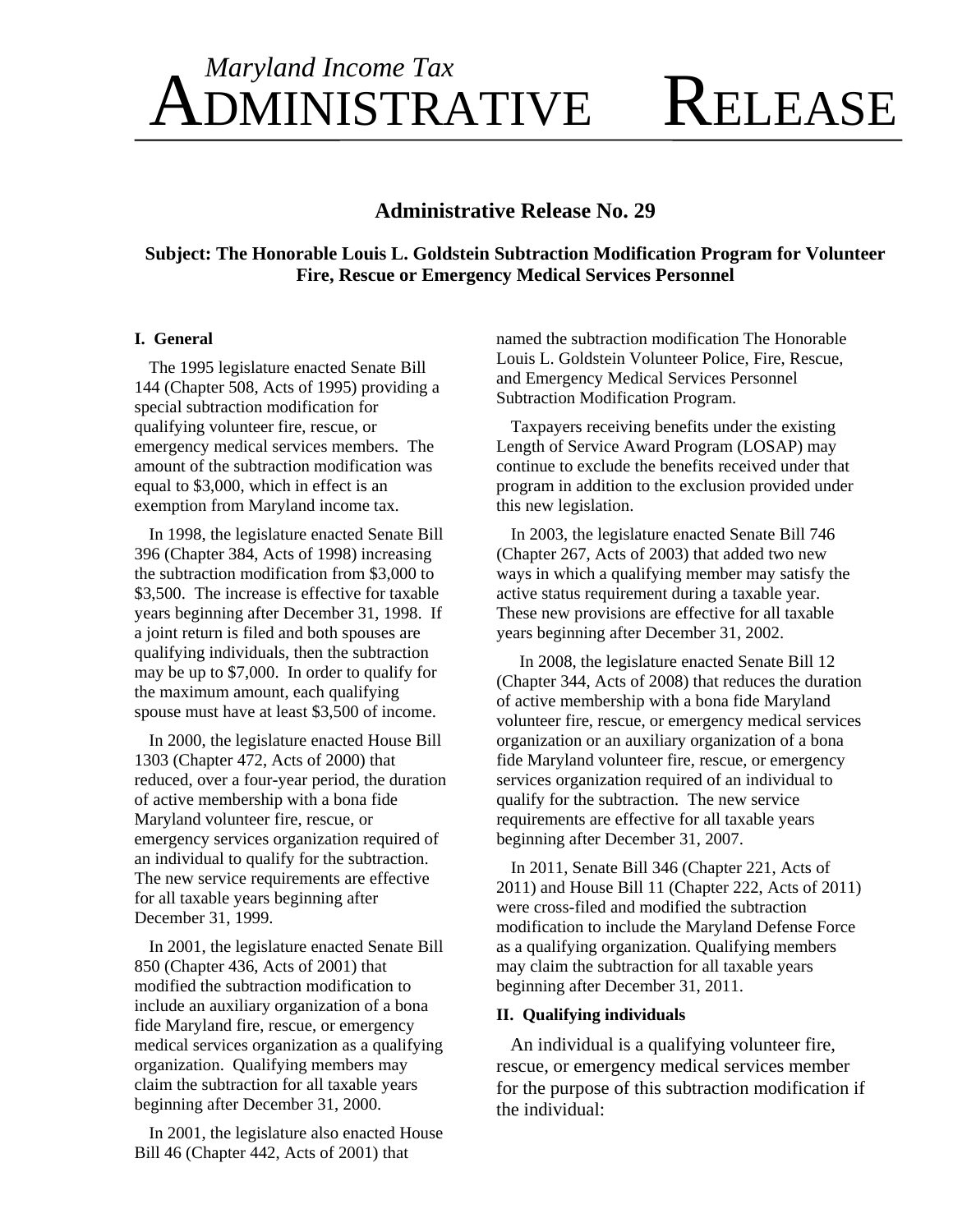*Maryland Income Tax*

# ADMINISTRATIVE RELEASE

## Administrative Release No. 29

### Subject: The Honorable Louis L. Goldstein Subtraction Modification Program for Volunteer Fire, Rescue or Emergency Medical Services Personnel

**I. General**

The 1995 legislature enacted Senate Bill 144 (Chapter 508, Acts of 1995) providing a special subtraction modification for qualifying volunteer fire, rescue, or emergency medical services members. The amount of the subtraction modification was equal to $3,000, which in effect is an exemption from Maryland income tax.

In 1998, the legislature enacted Senate Bill 396 (Chapter 384, Acts of 1998) increasing the subtraction modification from $3,000 to $3,500. The increase is effective for taxable years beginning after December 31, 1998. If a joint return is filed and both spouses are qualifying individuals, then the subtraction may be up to $7,000. In order to qualify for the maximum amount, each qualifying spouse must have at least $3,500 of income.

In 2000, the legislature enacted House Bill 1303 (Chapter 472, Acts of 2000) that reduced, over a four-year period, the duration of active membership with a bona fide Maryland volunteer fire, rescue, or emergency services organization required of an individual to qualify for the subtraction. The new service requirements are effective for all taxable years beginning after December 31, 1999.

In 2001, the legislature enacted Senate Bill 850 (Chapter 436, Acts of 2001) that modified the subtraction modification to include an auxiliary organization of a bona fide Maryland fire, rescue, or emergency medical services organization as a qualifying organization. Qualifying members may claim the subtraction for all taxable years beginning after December 31, 2000.

In 2001, the legislature also enacted House Bill 46 (Chapter 442, Acts of 2001) that named the subtraction modification The Honorable Louis L. Goldstein Volunteer Police, Fire, Rescue, and Emergency Medical Services Personnel Subtraction Modification Program.

Taxpayers receiving benefits under the existing Length of Service Award Program (LOSAP) may continue to exclude the benefits received under that program in addition to the exclusion provided under this new legislation.

In 2003, the legislature enacted Senate Bill 746 (Chapter 267, Acts of 2003) that added two new ways in which a qualifying member may satisfy the active status requirement during a taxable year. These new provisions are effective for all taxable years beginning after December 31, 2002.

In 2008, the legislature enacted Senate Bill 12 (Chapter 344, Acts of 2008) that reduces the duration of active membership with a bona fide Maryland volunteer fire, rescue, or emergency medical services organization or an auxiliary organization of a bona fide Maryland volunteer fire, rescue, or emergency services organization required of an individual to qualify for the subtraction. The new service requirements are effective for all taxable years beginning after December 31, 2007.

In 2011, Senate Bill 346 (Chapter 221, Acts of 2011) and House Bill 11 (Chapter 222, Acts of 2011) were cross-filed and modified the subtraction modification to include the Maryland Defense Force as a qualifying organization. Qualifying members may claim the subtraction for all taxable years beginning after December 31, 2011.

**II. Qualifying individuals**

An individual is a qualifying volunteer fire, rescue, or emergency medical services member for the purpose of this subtraction modification if the individual: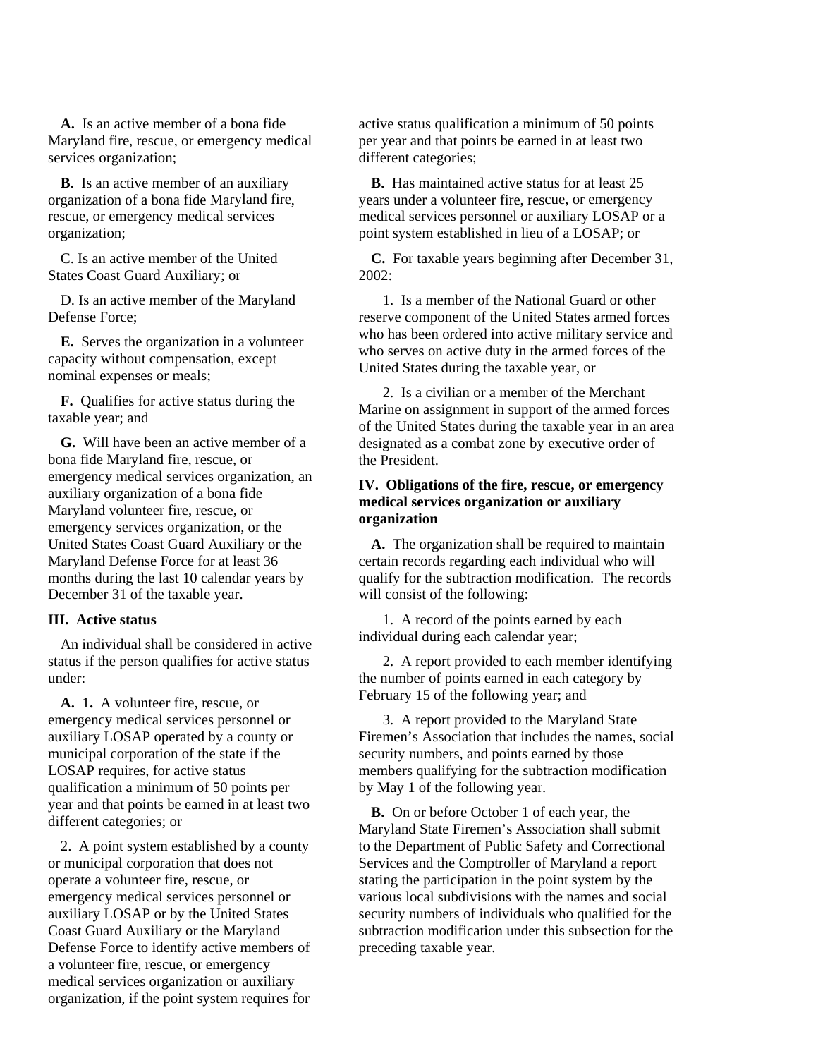**A.** Is an active member of a bona fide Maryland fire, rescue, or emergency medical services organization;

**B.** Is an active member of an auxiliary organization of a bona fide Maryland fire, rescue, or emergency medical services organization;

C. Is an active member of the United States Coast Guard Auxiliary; or

D. Is an active member of the Maryland Defense Force;

**E.** Serves the organization in a volunteer capacity without compensation, except nominal expenses or meals;

**F.** Qualifies for active status during the taxable year; and

**G.** Will have been an active member of a bona fide Maryland fire, rescue, or emergency medical services organization, an auxiliary organization of a bona fide Maryland volunteer fire, rescue, or emergency services organization, or the United States Coast Guard Auxiliary or the Maryland Defense Force for at least 36 months during the last 10 calendar years by December 31 of the taxable year.

**III. Active status**

An individual shall be considered in active status if the person qualifies for active status under:

**A.** 1**.** A volunteer fire, rescue, or emergency medical services personnel or auxiliary LOSAP operated by a county or municipal corporation of the state if the LOSAP requires, for active status qualification a minimum of 50 points per year and that points be earned in at least two different categories; or

2. A point system established by a county or municipal corporation that does not operate a volunteer fire, rescue, or emergency medical services personnel or auxiliary LOSAP or by the United States Coast Guard Auxiliary or the Maryland Defense Force to identify active members of a volunteer fire, rescue, or emergency medical services organization or auxiliary organization, if the point system requires for active status qualification a minimum of 50 points per year and that points be earned in at least two different categories;

**B.** Has maintained active status for at least 25 years under a volunteer fire, rescue, or emergency medical services personnel or auxiliary LOSAP or a point system established in lieu of a LOSAP; or

**C.** For taxable years beginning after December 31, 2002:

1. Is a member of the National Guard or other reserve component of the United States armed forces who has been ordered into active military service and who serves on active duty in the armed forces of the United States during the taxable year, or

2. Is a civilian or a member of the Merchant Marine on assignment in support of the armed forces of the United States during the taxable year in an area designated as a combat zone by executive order of the President.

**IV. Obligations of the fire, rescue, or emergency medical services organization or auxiliary organization**

**A.** The organization shall be required to maintain certain records regarding each individual who will qualify for the subtraction modification. The records will consist of the following:

1. A record of the points earned by each individual during each calendar year;

2. A report provided to each member identifying the number of points earned in each category by February 15 of the following year; and

3. A report provided to the Maryland State Firemen's Association that includes the names, social security numbers, and points earned by those members qualifying for the subtraction modification by May 1 of the following year.

**B.** On or before October 1 of each year, the Maryland State Firemen's Association shall submit to the Department of Public Safety and Correctional Services and the Comptroller of Maryland a report stating the participation in the point system by the various local subdivisions with the names and social security numbers of individuals who qualified for the subtraction modification under this subsection for the preceding taxable year.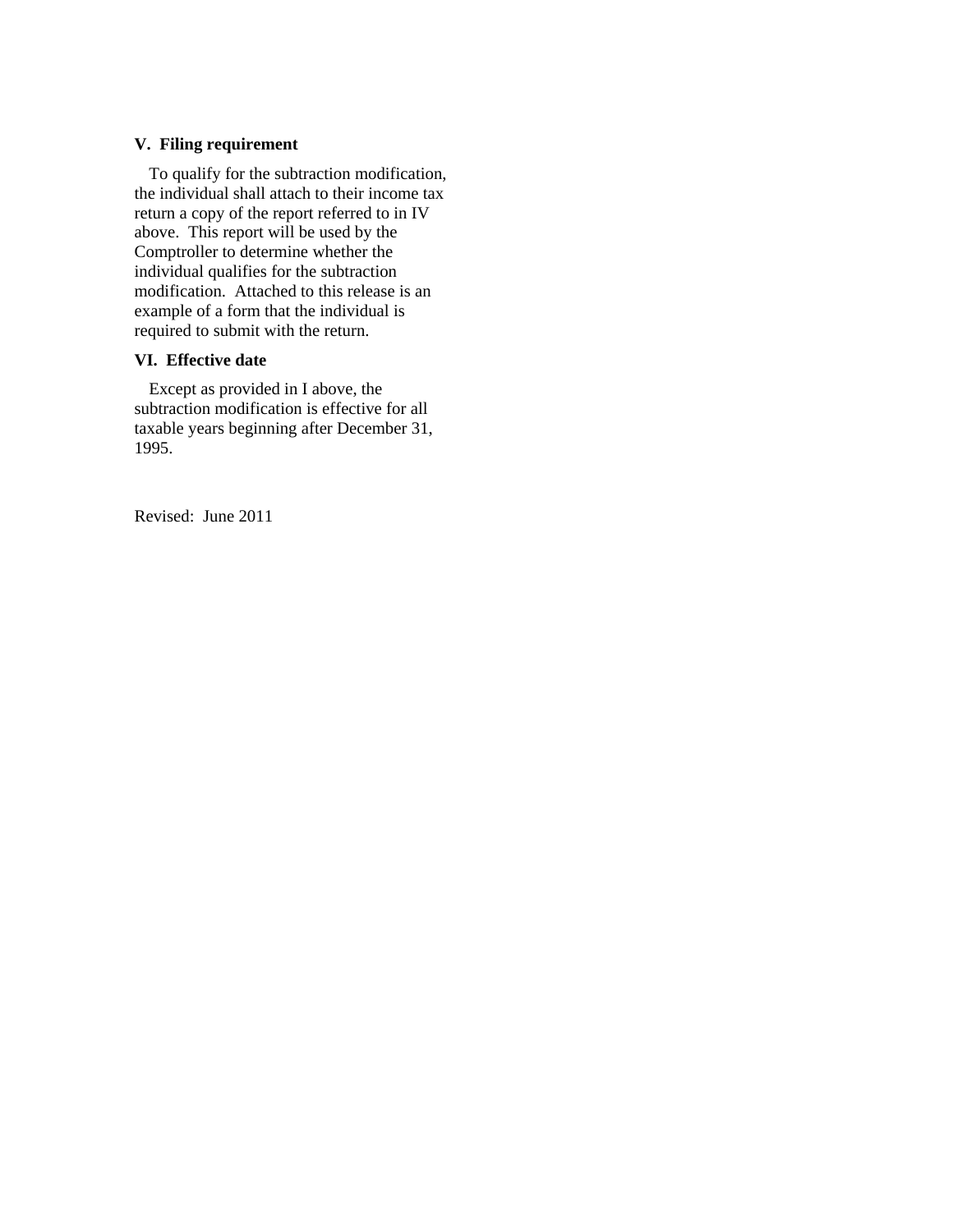### V. Filing requirement

To qualify for the subtraction modification, the individual shall attach to their income tax return a copy of the report referred to in IV above. This report will be used by the Comptroller to determine whether the individual qualifies for the subtraction modification. Attached to this release is an example of a form that the individual is required to submit with the return.

### VI. Effective date

Except as provided in I above, the subtraction modification is effective for all taxable years beginning after December 31, 1995.

Revised: June 2011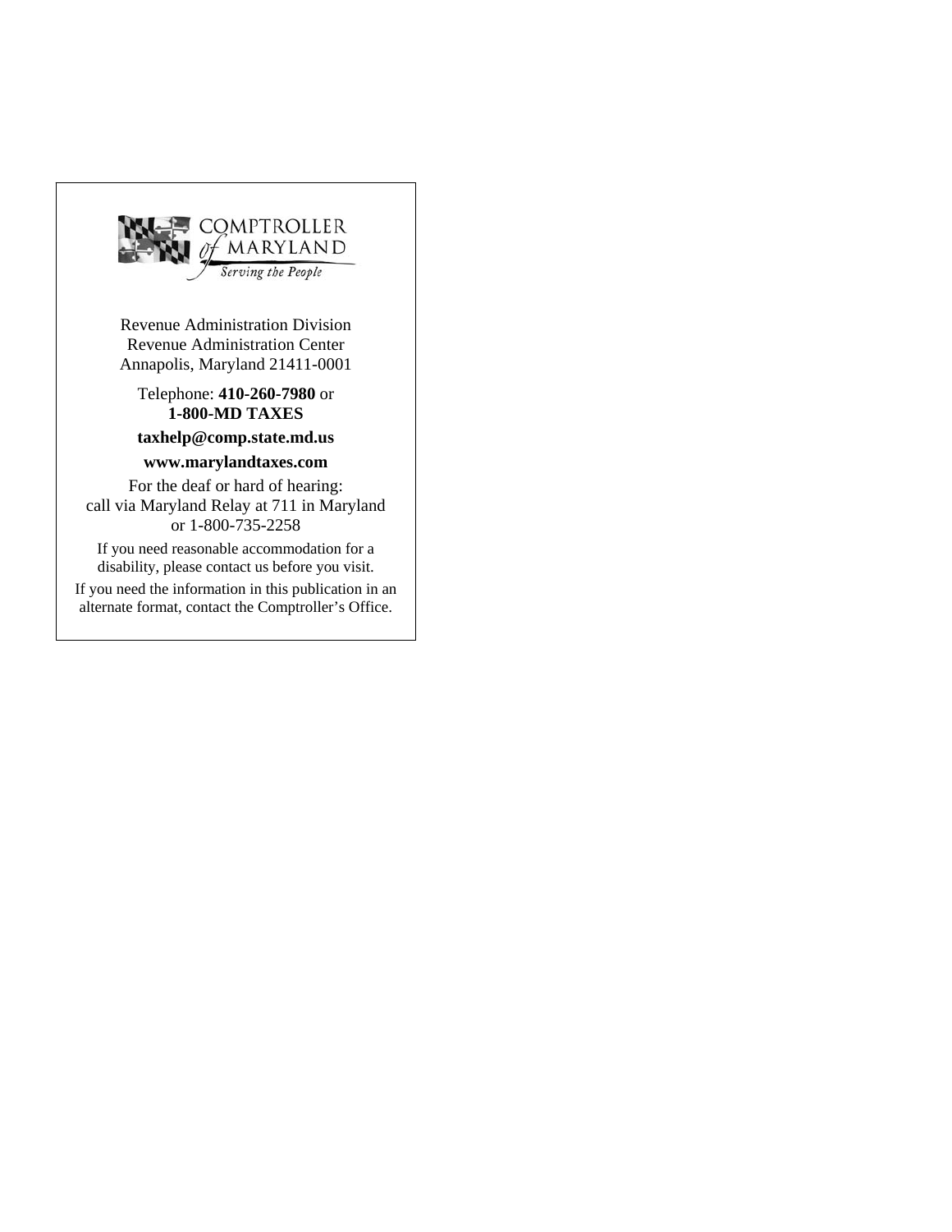COMPTROLLER of MARYLAND

*Serving the People*

Revenue Administration Division
Revenue Administration Center
Annapolis, Maryland 21411-0001

Telephone: **410-260-7980** or
**1-800-MD TAXES**

**taxhelp@comp.state.md.us**

**www.marylandtaxes.com**

For the deaf or hard of hearing:
call via Maryland Relay at 711 in Maryland
or 1-800-735-2258

If you need reasonable accommodation for a disability, please contact us before you visit.

If you need the information in this publication in an alternate format, contact the Comptroller's Office.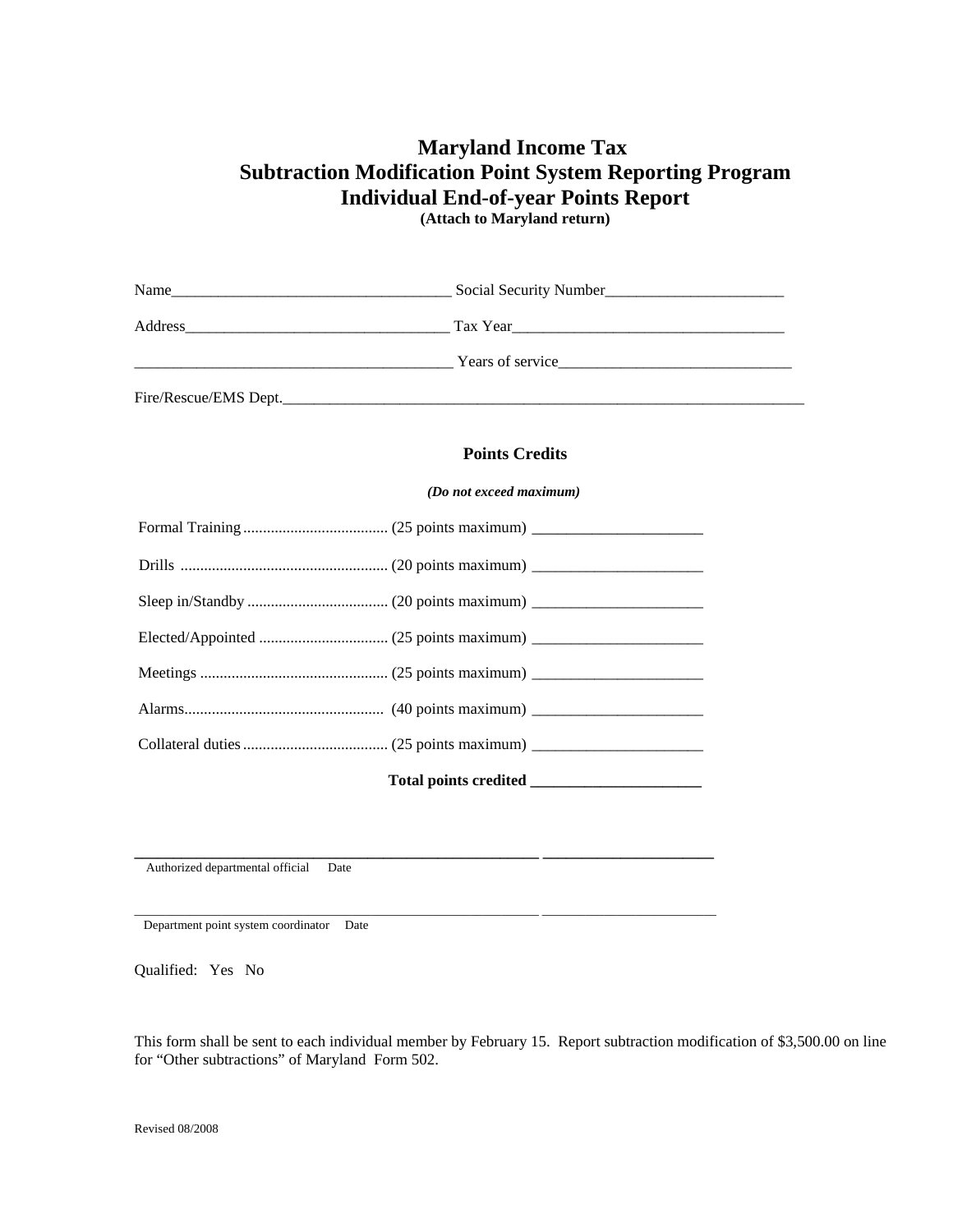# Maryland Income Tax
# Subtraction Modification Point System Reporting Program
# Individual End-of-year Points Report

**(Attach to Maryland return)**

Name___________________________________ Social Security Number______________________

Address__________________________________ Tax Year___________________________________

________________________________________ Years of service_____________________________

Fire/Rescue/EMS Dept.____________________________________________________________________

### Points Credits

***(Do not exceed maximum)***

Formal Training .................................... (25 points maximum) _____________________

Drills .................................................... (20 points maximum) _____________________

Sleep in/Standby ................................... (20 points maximum) _____________________

Elected/Appointed ................................ (25 points maximum) _____________________

Meetings ............................................... (25 points maximum) _____________________

Alarms.................................................. (40 points maximum) _____________________

Collateral duties .................................... (25 points maximum) _____________________

**Total points credited _____________________**

_____________________________________________________ _____________________
Authorized departmental official Date

_____________________________________________________ _____________________
Department point system coordinator Date

Qualified: Yes No

This form shall be sent to each individual member by February 15. Report subtraction modification of $3,500.00 on line for "Other subtractions" of Maryland Form 502.

Revised 08/2008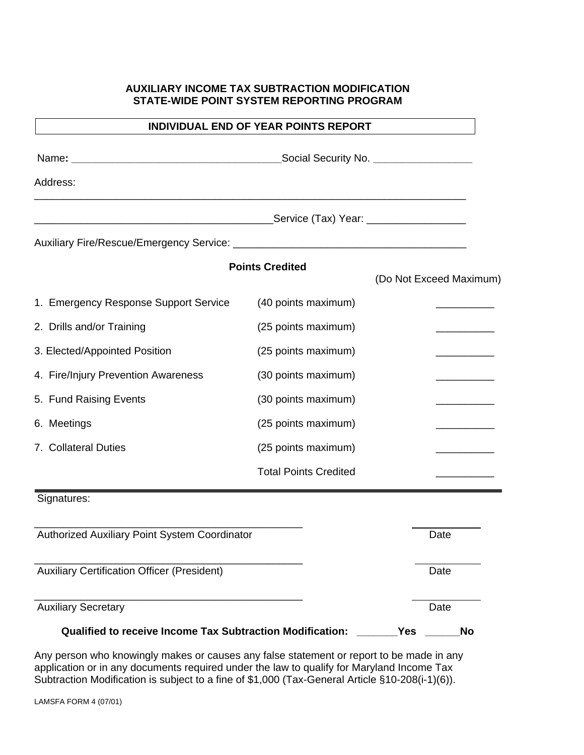**AUXILIARY INCOME TAX SUBTRACTION MODIFICATION**
**STATE-WIDE POINT SYSTEM REPORTING PROGRAM**

**INDIVIDUAL END OF YEAR POINTS REPORT**

Name: ____________________________________ Social Security No. ________________

Address: ________________________________________________________________________

________________________________________ Service (Tax) Year: ________________

Auxiliary Fire/Rescue/Emergency Service: ______________________________________

**Points Credited**

| | | (Do Not Exceed Maximum) |
|---|---|---|
| 1. Emergency Response Support Service | (40 points maximum) | __________ |
| 2. Drills and/or Training | (25 points maximum) | __________ |
| 3. Elected/Appointed Position | (25 points maximum) | __________ |
| 4. Fire/Injury Prevention Awareness | (30 points maximum) | __________ |
| 5. Fund Raising Events | (30 points maximum) | __________ |
| 6. Meetings | (25 points maximum) | __________ |
| 7. Collateral Duties | (25 points maximum) | __________ |
| | Total Points Credited | __________ |

Signatures:

______________________________________________ ____________
Authorized Auxiliary Point System Coordinator Date

______________________________________________ ____________
Auxiliary Certification Officer (President) Date

______________________________________________ ____________
Auxiliary Secretary Date

**Qualified to receive Income Tax Subtraction Modification: _______Yes ______No**

Any person who knowingly makes or causes any false statement or report to be made in any application or in any documents required under the law to qualify for Maryland Income Tax Subtraction Modification is subject to a fine of $1,000 (Tax-General Article §10-208(i-1)(6)).

LAMSFA FORM 4 (07/01)